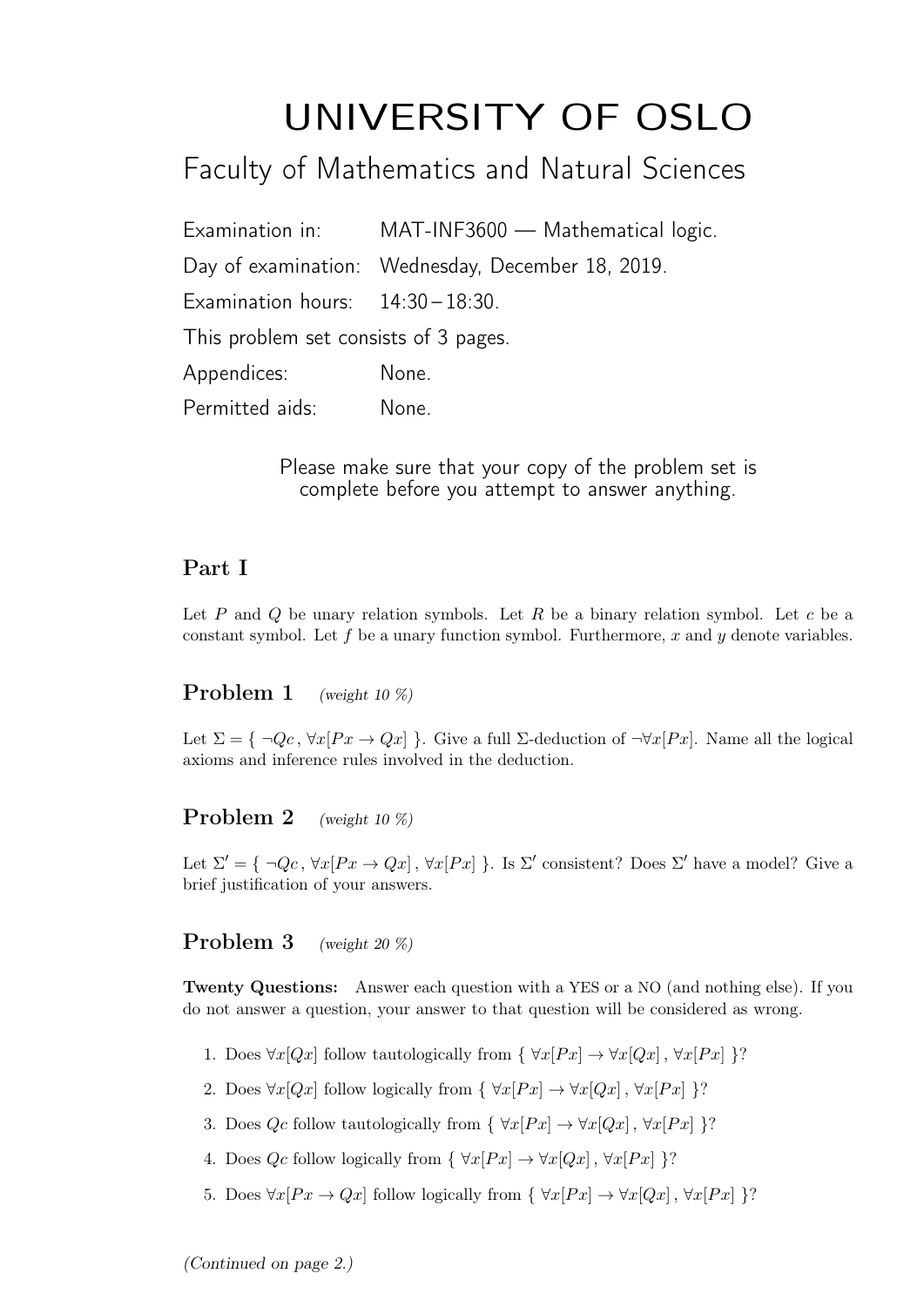# UNIVERSITY OF OSLO

## Faculty of Mathematics and Natural Sciences

Examination in: MAT-INF3600 — Mathematical logic.

Day of examination: Wednesday, December 18, 2019.

Examination hours: 14:30 – 18:30.

This problem set consists of 3 pages.

Appendices: None.

Permitted aids: None.

Please make sure that your copy of the problem set is complete before you attempt to answer anything.

## Part I

Let $P$ and $Q$ be unary relation symbols. Let $R$ be a binary relation symbol. Let $c$ be a constant symbol. Let $f$ be a unary function symbol. Furthermore, $x$ and $y$ denote variables.

### Problem 1 *(weight 10 %)*

Let $\Sigma = \{ \neg Qc\,, \forall x[Px \rightarrow Qx] \}$. Give a full $\Sigma$-deduction of $\neg \forall x[Px]$. Name all the logical axioms and inference rules involved in the deduction.

### Problem 2 *(weight 10 %)*

Let $\Sigma' = \{ \neg Qc\,, \forall x[Px \rightarrow Qx]\,, \forall x[Px] \}$. Is $\Sigma'$ consistent? Does $\Sigma'$ have a model? Give a brief justification of your answers.

### Problem 3 *(weight 20 %)*

**Twenty Questions:** Answer each question with a YES or a NO (and nothing else). If you do not answer a question, your answer to that question will be considered as wrong.

1. Does $\forall x[Qx]$ follow tautologically from $\{ \forall x[Px] \rightarrow \forall x[Qx]\,, \forall x[Px] \}$?
2. Does $\forall x[Qx]$ follow logically from $\{ \forall x[Px] \rightarrow \forall x[Qx]\,, \forall x[Px] \}$?
3. Does $Qc$ follow tautologically from $\{ \forall x[Px] \rightarrow \forall x[Qx]\,, \forall x[Px] \}$?
4. Does $Qc$ follow logically from $\{ \forall x[Px] \rightarrow \forall x[Qx]\,, \forall x[Px] \}$?
5. Does $\forall x[Px \rightarrow Qx]$ follow logically from $\{ \forall x[Px] \rightarrow \forall x[Qx]\,, \forall x[Px] \}$?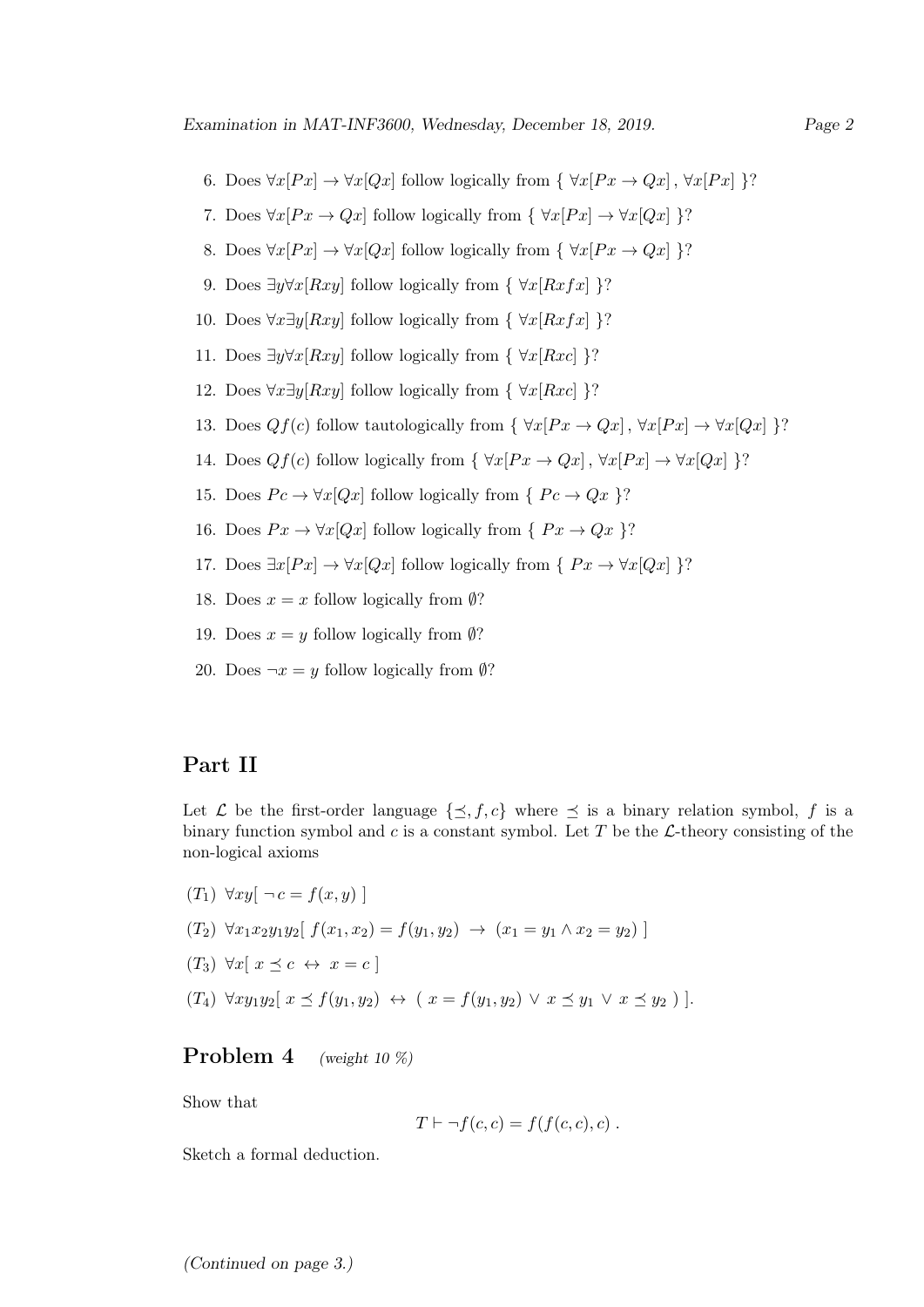6. Does $\forall x[Px] \rightarrow \forall x[Qx]$ follow logically from $\{ \forall x[Px \rightarrow Qx], \forall x[Px] \}$?
7. Does $\forall x[Px \rightarrow Qx]$ follow logically from $\{ \forall x[Px] \rightarrow \forall x[Qx] \}$?
8. Does $\forall x[Px] \rightarrow \forall x[Qx]$ follow logically from $\{ \forall x[Px \rightarrow Qx] \}$?
9. Does $\exists y \forall x[Rxy]$ follow logically from $\{ \forall x[Rxfx] \}$?
10. Does $\forall x \exists y[Rxy]$ follow logically from $\{ \forall x[Rxfx] \}$?
11. Does $\exists y \forall x[Rxy]$ follow logically from $\{ \forall x[Rxc] \}$?
12. Does $\forall x \exists y[Rxy]$ follow logically from $\{ \forall x[Rxc] \}$?
13. Does $Qf(c)$ follow tautologically from $\{ \forall x[Px \rightarrow Qx], \forall x[Px] \rightarrow \forall x[Qx] \}$?
14. Does $Qf(c)$ follow logically from $\{ \forall x[Px \rightarrow Qx], \forall x[Px] \rightarrow \forall x[Qx] \}$?
15. Does $Pc \rightarrow \forall x[Qx]$ follow logically from $\{ Pc \rightarrow Qx \}$?
16. Does $Px \rightarrow \forall x[Qx]$ follow logically from $\{ Px \rightarrow Qx \}$?
17. Does $\exists x[Px] \rightarrow \forall x[Qx]$ follow logically from $\{ Px \rightarrow \forall x[Qx] \}$?
18. Does $x = x$ follow logically from $\emptyset$?
19. Does $x = y$ follow logically from $\emptyset$?
20. Does $\neg x = y$ follow logically from $\emptyset$?

## Part II

Let $\mathcal{L}$ be the first-order language $\{\preceq, f, c\}$ where $\preceq$ is a binary relation symbol, $f$ is a binary function symbol and $c$ is a constant symbol. Let $T$ be the $\mathcal{L}$-theory consisting of the non-logical axioms

($T_1$) $\forall xy[\ \neg c = f(x, y)\ ]$

($T_2$) $\forall x_1 x_2 y_1 y_2[\ f(x_1, x_2) = f(y_1, y_2) \ \rightarrow \ (x_1 = y_1 \wedge x_2 = y_2)\ ]$

($T_3$) $\forall x[\ x \preceq c \ \leftrightarrow \ x = c\ ]$

($T_4$) $\forall x y_1 y_2[\ x \preceq f(y_1, y_2) \ \leftrightarrow \ (\ x = f(y_1, y_2) \vee x \preceq y_1 \vee x \preceq y_2\ )\ ]$.

## Problem 4 *(weight 10 %)*

Show that

$$T \vdash \neg f(c, c) = f(f(c, c), c)\ .$$

Sketch a formal deduction.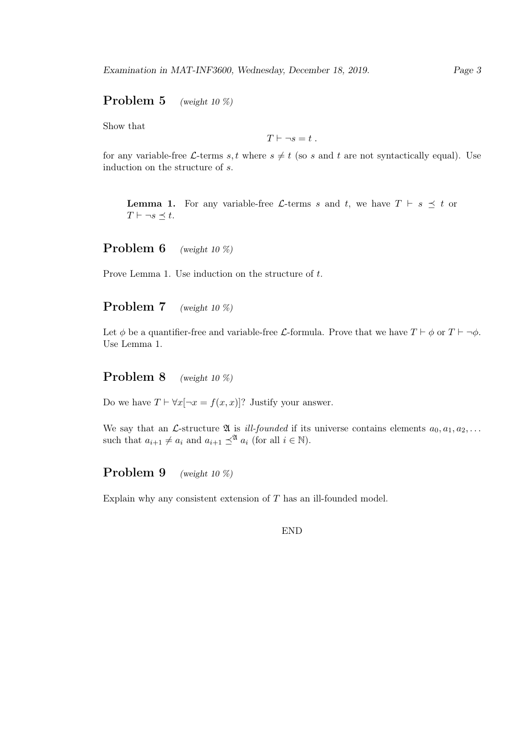## Problem 5 *(weight 10 %)*

Show that

$$T \vdash \neg s = t \ .$$

for any variable-free $\mathcal{L}$-terms $s, t$ where $s \not\equiv t$ (so $s$ and $t$ are not syntactically equal). Use induction on the structure of $s$.

> **Lemma 1.** For any variable-free $\mathcal{L}$-terms $s$ and $t$, we have $T \vdash s \preceq t$ or $T \vdash \neg s \preceq t$.

## Problem 6 *(weight 10 %)*

Prove Lemma 1. Use induction on the structure of $t$.

## Problem 7 *(weight 10 %)*

Let $\phi$ be a quantifier-free and variable-free $\mathcal{L}$-formula. Prove that we have $T \vdash \phi$ or $T \vdash \neg\phi$. Use Lemma 1.

## Problem 8 *(weight 10 %)*

Do we have $T \vdash \forall x[\neg x = f(x, x)]$? Justify your answer.

We say that an $\mathcal{L}$-structure $\mathfrak{A}$ is *ill-founded* if its universe contains elements $a_0, a_1, a_2, \ldots$ such that $a_{i+1} \neq a_i$ and $a_{i+1} \preceq^{\mathfrak{A}} a_i$ (for all $i \in \mathbb{N}$).

## Problem 9 *(weight 10 %)*

Explain why any consistent extension of $T$ has an ill-founded model.

END